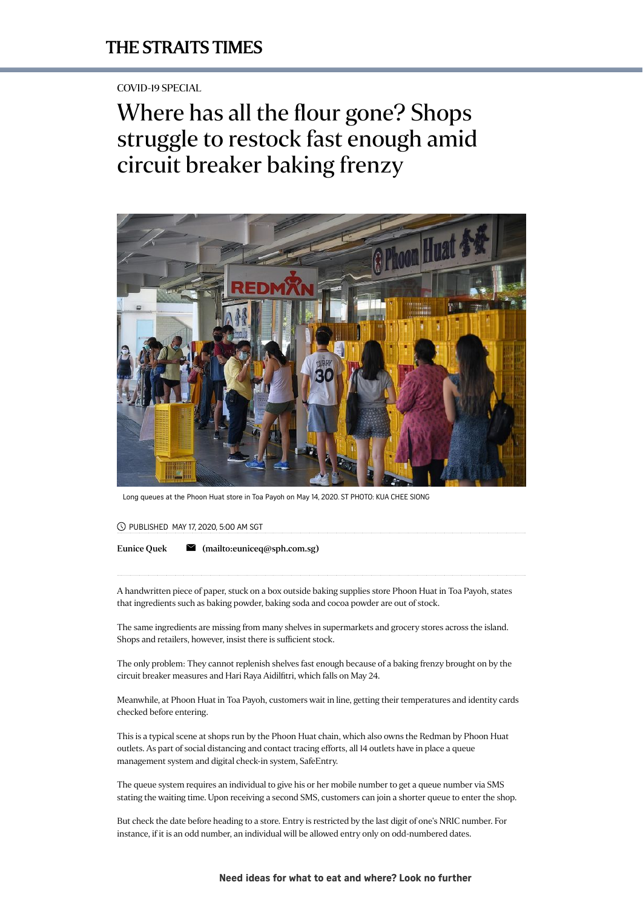COVID-19 SPECIAL

# Where has all the flour gone? Shops struggle to restock fast enough amid circuit breaker baking frenzy

Long queues at the Phoon Huat store in Toa Payoh on May 14, 2020. ST PHOTO: KUA CHEE SIONG

PUBLISHED MAY 17, 2020, 5:00 AM SGT

**Eunice Quek** **(mailto:euniceq@sph.com.sg)**

A handwritten piece of paper, stuck on a box outside baking supplies store Phoon Huat in Toa Payoh, states that ingredients such as baking powder, baking soda and cocoa powder are out of stock.

The same ingredients are missing from many shelves in supermarkets and grocery stores across the island. Shops and retailers, however, insist there is sufficient stock.

The only problem: They cannot replenish shelves fast enough because of a baking frenzy brought on by the circuit breaker measures and Hari Raya Aidilfitri, which falls on May 24.

Meanwhile, at Phoon Huat in Toa Payoh, customers wait in line, getting their temperatures and identity cards checked before entering.

This is a typical scene at shops run by the Phoon Huat chain, which also owns the Redman by Phoon Huat outlets. As part of social distancing and contact tracing efforts, all 14 outlets have in place a queue management system and digital check-in system, SafeEntry.

The queue system requires an individual to give his or her mobile number to get a queue number via SMS stating the waiting time. Upon receiving a second SMS, customers can join a shorter queue to enter the shop.

But check the date before heading to a store. Entry is restricted by the last digit of one's NRIC number. For instance, if it is an odd number, an individual will be allowed entry only on odd-numbered dates.

**Need ideas for what to eat and where? Look no further**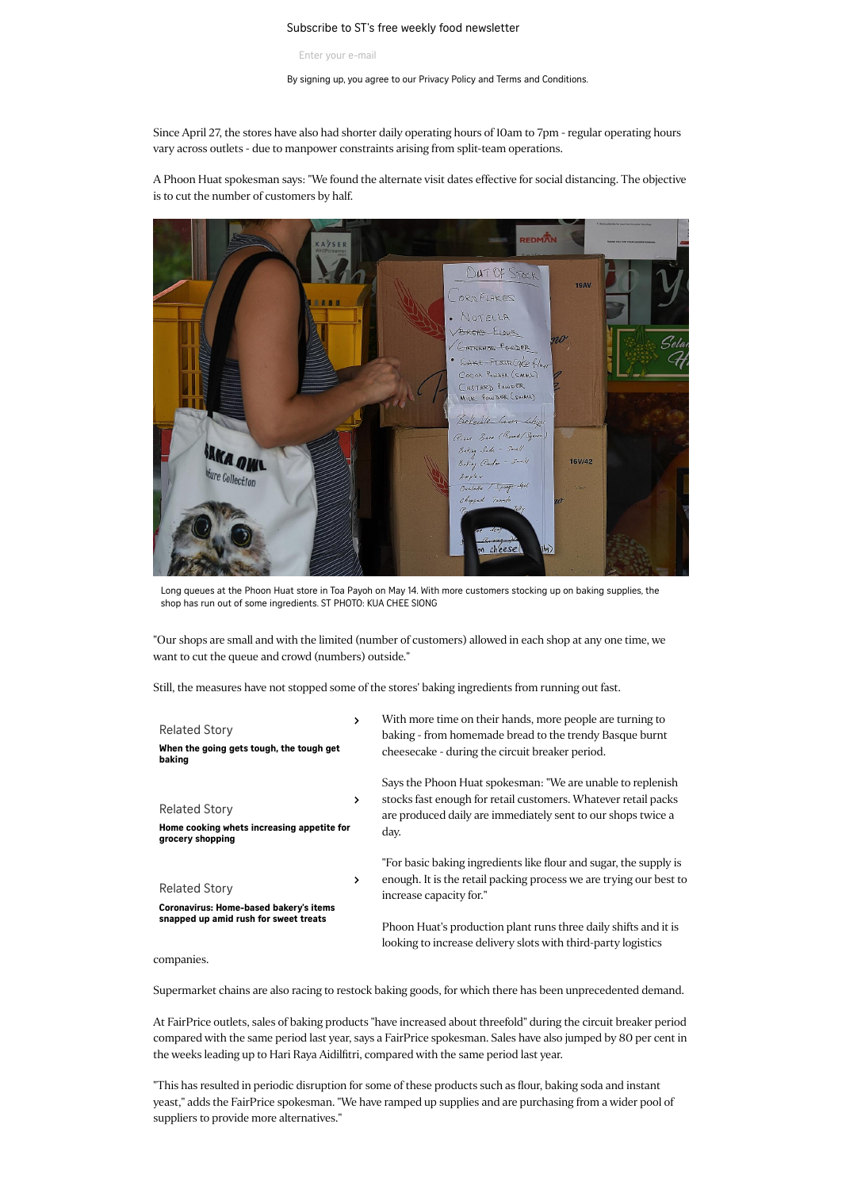Subscribe to ST's free weekly food newsletter

Enter your e-mail

By signing up, you agree to our Privacy Policy and Terms and Conditions.

Since April 27, the stores have also had shorter daily operating hours of 10am to 7pm - regular operating hours vary across outlets - due to manpower constraints arising from split-team operations.

A Phoon Huat spokesman says: "We found the alternate visit dates effective for social distancing. The objective is to cut the number of customers by half.

Long queues at the Phoon Huat store in Toa Payoh on May 14. With more customers stocking up on baking supplies, the shop has run out of some ingredients. ST PHOTO: KUA CHEE SIONG

"Our shops are small and with the limited (number of customers) allowed in each shop at any one time, we want to cut the queue and crowd (numbers) outside."

Still, the measures have not stopped some of the stores' baking ingredients from running out fast.

Related Story
**When the going gets tough, the tough get baking**

Related Story
**Home cooking whets increasing appetite for grocery shopping**

Related Story
**Coronavirus: Home-based bakery's items snapped up amid rush for sweet treats**

With more time on their hands, more people are turning to baking - from homemade bread to the trendy Basque burnt cheesecake - during the circuit breaker period.

Says the Phoon Huat spokesman: "We are unable to replenish stocks fast enough for retail customers. Whatever retail packs are produced daily are immediately sent to our shops twice a day.

"For basic baking ingredients like flour and sugar, the supply is enough. It is the retail packing process we are trying our best to increase capacity for."

Phoon Huat's production plant runs three daily shifts and it is looking to increase delivery slots with third-party logistics companies.

Supermarket chains are also racing to restock baking goods, for which there has been unprecedented demand.

At FairPrice outlets, sales of baking products "have increased about threefold" during the circuit breaker period compared with the same period last year, says a FairPrice spokesman. Sales have also jumped by 80 per cent in the weeks leading up to Hari Raya Aidilfitri, compared with the same period last year.

"This has resulted in periodic disruption for some of these products such as flour, baking soda and instant yeast," adds the FairPrice spokesman. "We have ramped up supplies and are purchasing from a wider pool of suppliers to provide more alternatives."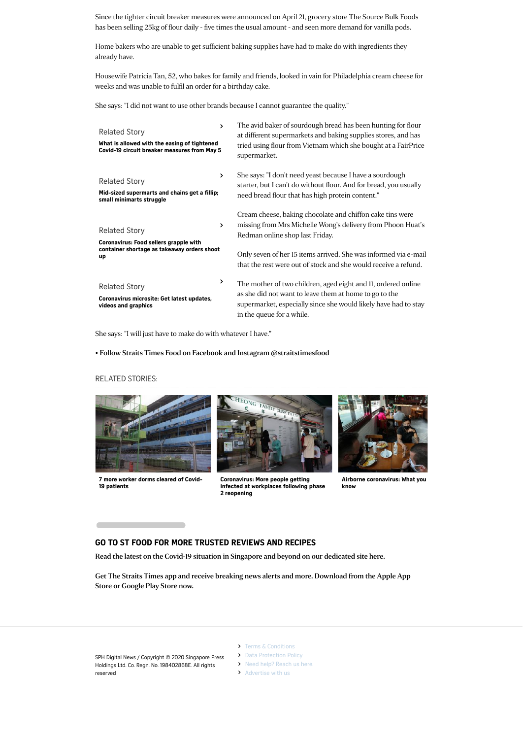Since the tighter circuit breaker measures were announced on April 21, grocery store The Source Bulk Foods has been selling 25kg of flour daily - five times the usual amount - and seen more demand for vanilla pods.

Home bakers who are unable to get sufficient baking supplies have had to make do with ingredients they already have.

Housewife Patricia Tan, 52, who bakes for family and friends, looked in vain for Philadelphia cream cheese for weeks and was unable to fulfil an order for a birthday cake.

She says: "I did not want to use other brands because I cannot guarantee the quality."

Related Story
**What is allowed with the easing of tightened Covid-19 circuit breaker measures from May 5**

Related Story
**Mid-sized supermarts and chains get a fillip; small minimarts struggle**

Related Story
**Coronavirus: Food sellers grapple with container shortage as takeaway orders shoot up**

Related Story
**Coronavirus microsite: Get latest updates, videos and graphics**

The avid baker of sourdough bread has been hunting for flour at different supermarkets and baking supplies stores, and has tried using flour from Vietnam which she bought at a FairPrice supermarket.

She says: "I don't need yeast because I have a sourdough starter, but I can't do without flour. And for bread, you usually need bread flour that has high protein content."

Cream cheese, baking chocolate and chiffon cake tins were missing from Mrs Michelle Wong's delivery from Phoon Huat's Redman online shop last Friday.

Only seven of her 15 items arrived. She was informed via e-mail that the rest were out of stock and she would receive a refund.

The mother of two children, aged eight and 11, ordered online as she did not want to leave them at home to go to the supermarket, especially since she would likely have had to stay in the queue for a while.

She says: "I will just have to make do with whatever I have."

**• Follow Straits Times Food on Facebook and Instagram @straitstimesfood**

RELATED STORIES:

**7 more worker dorms cleared of Covid-19 patients**

**Coronavirus: More people getting infected at workplaces following phase 2 reopening**

**Airborne coronavirus: What you know**

## GO TO ST FOOD FOR MORE TRUSTED REVIEWS AND RECIPES

**Read the latest on the Covid-19 situation in Singapore and beyond on our dedicated site here.**

**Get The Straits Times app and receive breaking news alerts and more. Download from the Apple App Store or Google Play Store now.**

SPH Digital News / Copyright © 2020 Singapore Press Holdings Ltd. Co. Regn. No. 198402868E. All rights reserved

- Terms & Conditions
- Data Protection Policy
- Need help? Reach us here.
- Advertise with us